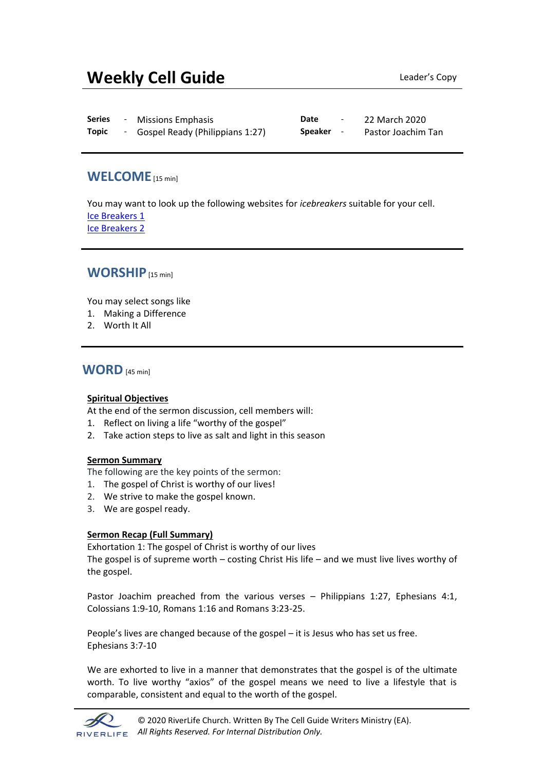# Weekly Cell Guide

Leader's Copy

| | | | |
|---|---|---|---|
| **Series** - | Missions Emphasis | **Date** - | 22 March 2020 |
| **Topic** - | Gospel Ready (Philippians 1:27) | **Speaker** - | Pastor Joachim Tan |

## WELCOME [15 min]

You may want to look up the following websites for *icebreakers* suitable for your cell.

Ice Breakers 1

Ice Breakers 2

## WORSHIP [15 min]

You may select songs like

1. Making a Difference
2. Worth It All

## WORD [45 min]

**Spiritual Objectives**

At the end of the sermon discussion, cell members will:

1. Reflect on living a life "worthy of the gospel"
2. Take action steps to live as salt and light in this season

**Sermon Summary**

The following are the key points of the sermon:

1. The gospel of Christ is worthy of our lives!
2. We strive to make the gospel known.
3. We are gospel ready.

**Sermon Recap (Full Summary)**

Exhortation 1: The gospel of Christ is worthy of our lives

The gospel is of supreme worth – costing Christ His life – and we must live lives worthy of the gospel.

Pastor Joachim preached from the various verses – Philippians 1:27, Ephesians 4:1, Colossians 1:9-10, Romans 1:16 and Romans 3:23-25.

People's lives are changed because of the gospel – it is Jesus who has set us free. Ephesians 3:7-10

We are exhorted to live in a manner that demonstrates that the gospel is of the ultimate worth. To live worthy "axios" of the gospel means we need to live a lifestyle that is comparable, consistent and equal to the worth of the gospel.

© 2020 RiverLife Church. Written By The Cell Guide Writers Ministry (EA).
*All Rights Reserved. For Internal Distribution Only.*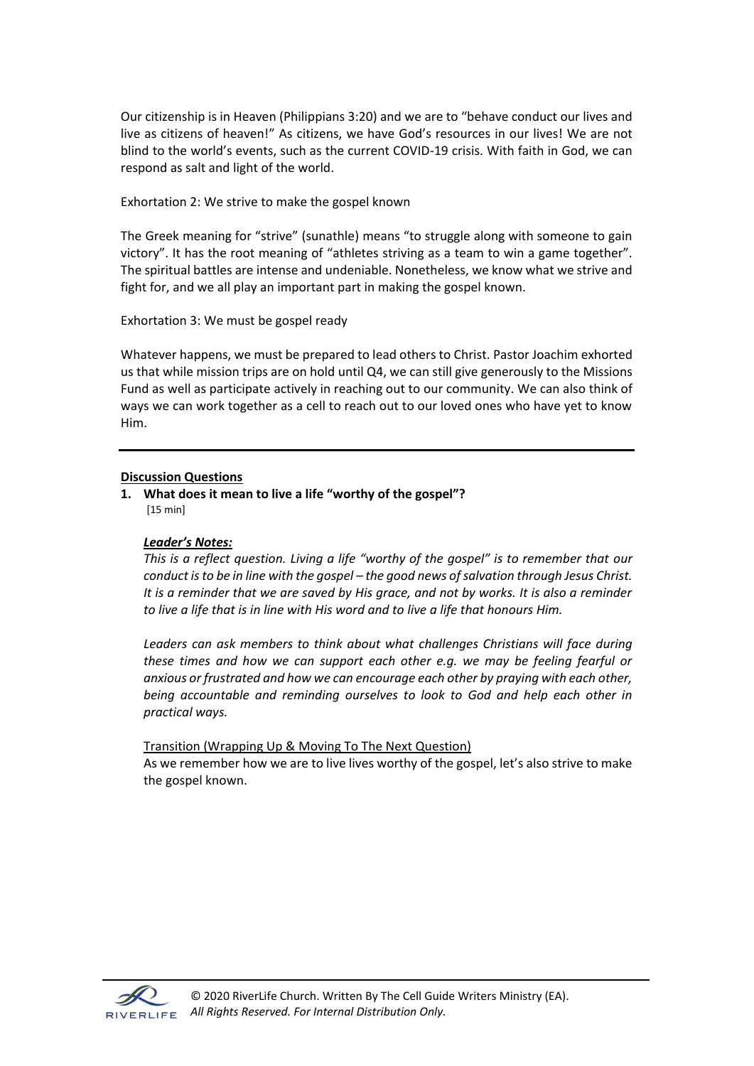Our citizenship is in Heaven (Philippians 3:20) and we are to "behave conduct our lives and live as citizens of heaven!" As citizens, we have God's resources in our lives! We are not blind to the world's events, such as the current COVID-19 crisis. With faith in God, we can respond as salt and light of the world.

Exhortation 2: We strive to make the gospel known

The Greek meaning for "strive" (sunathle) means "to struggle along with someone to gain victory". It has the root meaning of "athletes striving as a team to win a game together". The spiritual battles are intense and undeniable. Nonetheless, we know what we strive and fight for, and we all play an important part in making the gospel known.

Exhortation 3: We must be gospel ready

Whatever happens, we must be prepared to lead others to Christ. Pastor Joachim exhorted us that while mission trips are on hold until Q4, we can still give generously to the Missions Fund as well as participate actively in reaching out to our community. We can also think of ways we can work together as a cell to reach out to our loved ones who have yet to know Him.

---

**Discussion Questions**

**1. What does it mean to live a life "worthy of the gospel"?**
[15 min]

***Leader's Notes:***

*This is a reflect question. Living a life "worthy of the gospel" is to remember that our conduct is to be in line with the gospel – the good news of salvation through Jesus Christ. It is a reminder that we are saved by His grace, and not by works. It is also a reminder to live a life that is in line with His word and to live a life that honours Him.*

*Leaders can ask members to think about what challenges Christians will face during these times and how we can support each other e.g. we may be feeling fearful or anxious or frustrated and how we can encourage each other by praying with each other, being accountable and reminding ourselves to look to God and help each other in practical ways.*

Transition (Wrapping Up & Moving To The Next Question)

As we remember how we are to live lives worthy of the gospel, let's also strive to make the gospel known.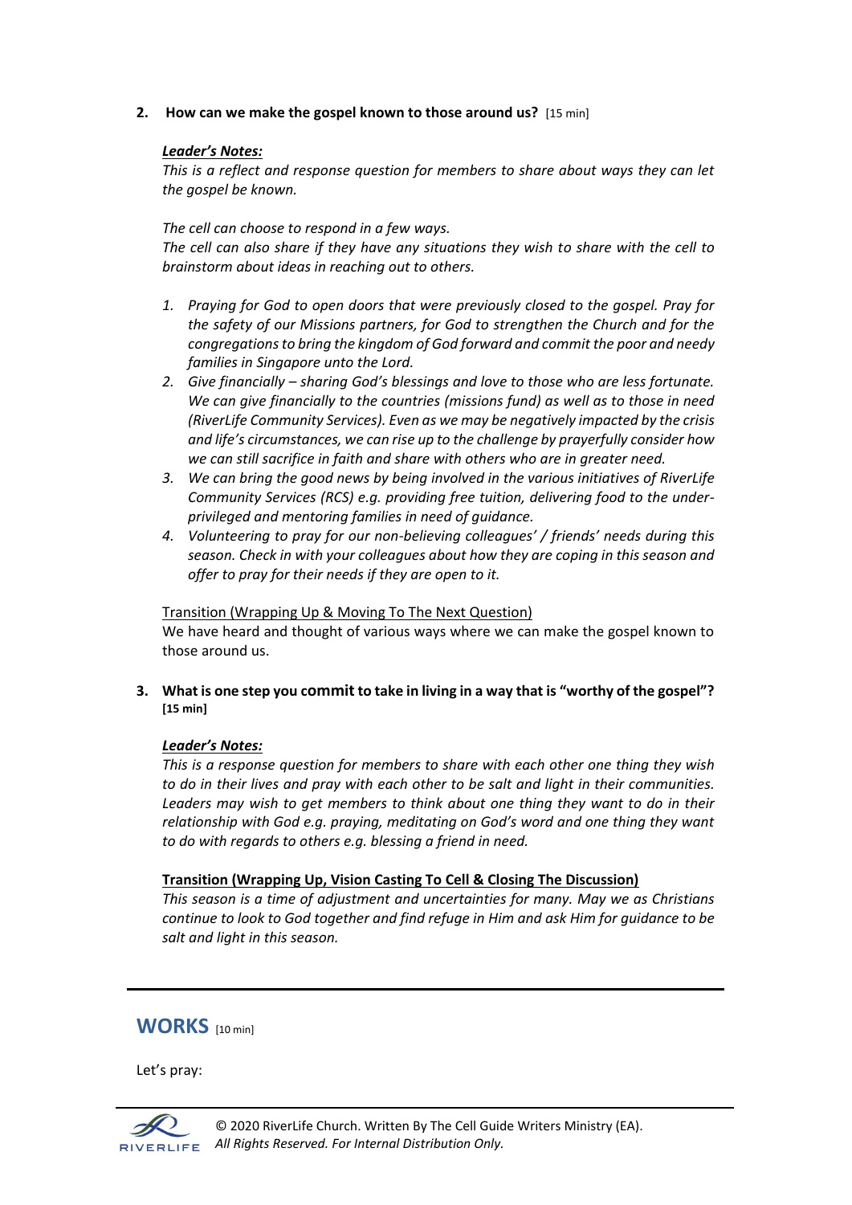**2. How can we make the gospel known to those around us?** [15 min]

***Leader's Notes:***

*This is a reflect and response question for members to share about ways they can let the gospel be known.*

*The cell can choose to respond in a few ways.*
*The cell can also share if they have any situations they wish to share with the cell to brainstorm about ideas in reaching out to others.*

1. *Praying for God to open doors that were previously closed to the gospel. Pray for the safety of our Missions partners, for God to strengthen the Church and for the congregations to bring the kingdom of God forward and commit the poor and needy families in Singapore unto the Lord.*
2. *Give financially – sharing God's blessings and love to those who are less fortunate. We can give financially to the countries (missions fund) as well as to those in need (RiverLife Community Services). Even as we may be negatively impacted by the crisis and life's circumstances, we can rise up to the challenge by prayerfully consider how we can still sacrifice in faith and share with others who are in greater need.*
3. *We can bring the good news by being involved in the various initiatives of RiverLife Community Services (RCS) e.g. providing free tuition, delivering food to the under-privileged and mentoring families in need of guidance.*
4. *Volunteering to pray for our non-believing colleagues' / friends' needs during this season. Check in with your colleagues about how they are coping in this season and offer to pray for their needs if they are open to it.*

<u>Transition (Wrapping Up & Moving To The Next Question)</u>
We have heard and thought of various ways where we can make the gospel known to those around us.

**3. What is one step you commit to take in living in a way that is "worthy of the gospel"? [15 min]**

***Leader's Notes:***

*This is a response question for members to share with each other one thing they wish to do in their lives and pray with each other to be salt and light in their communities. Leaders may wish to get members to think about one thing they want to do in their relationship with God e.g. praying, meditating on God's word and one thing they want to do with regards to others e.g. blessing a friend in need.*

**<u>Transition (Wrapping Up, Vision Casting To Cell & Closing The Discussion)</u>**
*This season is a time of adjustment and uncertainties for many. May we as Christians continue to look to God together and find refuge in Him and ask Him for guidance to be salt and light in this season.*

---

## WORKS [10 min]

Let's pray:

© 2020 RiverLife Church. Written By The Cell Guide Writers Ministry (EA).
*All Rights Reserved. For Internal Distribution Only.*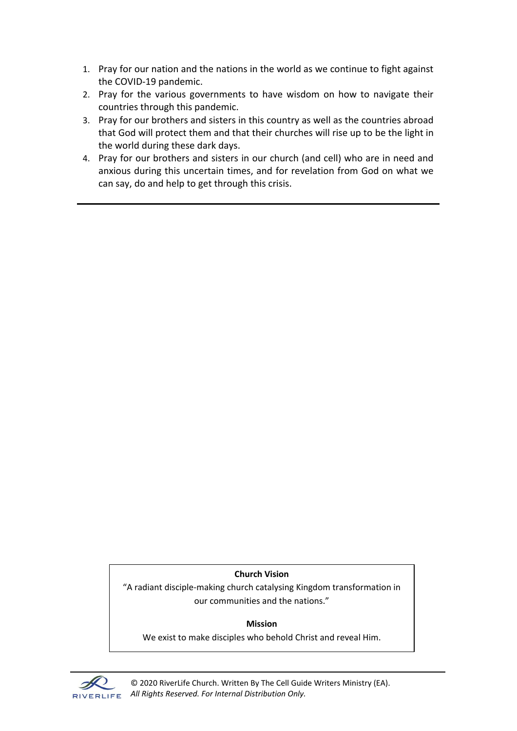1. Pray for our nation and the nations in the world as we continue to fight against the COVID-19 pandemic.
2. Pray for the various governments to have wisdom on how to navigate their countries through this pandemic.
3. Pray for our brothers and sisters in this country as well as the countries abroad that God will protect them and that their churches will rise up to be the light in the world during these dark days.
4. Pray for our brothers and sisters in our church (and cell) who are in need and anxious during this uncertain times, and for revelation from God on what we can say, do and help to get through this crisis.

---

**Church Vision**

"A radiant disciple-making church catalysing Kingdom transformation in our communities and the nations."

**Mission**

We exist to make disciples who behold Christ and reveal Him.

© 2020 RiverLife Church. Written By The Cell Guide Writers Ministry (EA).
*All Rights Reserved. For Internal Distribution Only.*